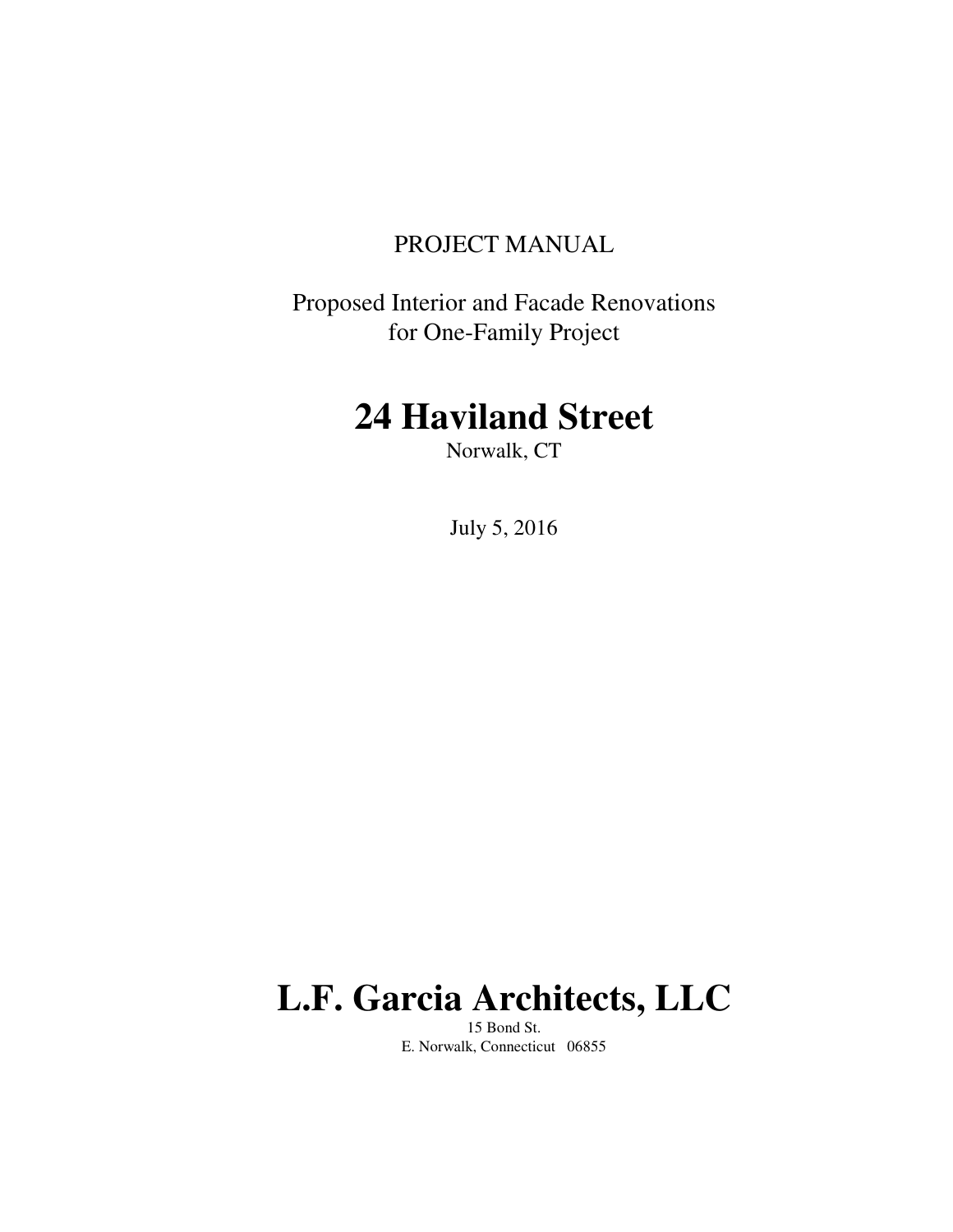PROJECT MANUAL

Proposed Interior and Facade Renovations
for One-Family Project

# 24 Haviland Street

Norwalk, CT

July 5, 2016

# L.F. Garcia Architects, LLC

15 Bond St.
E. Norwalk, Connecticut 06855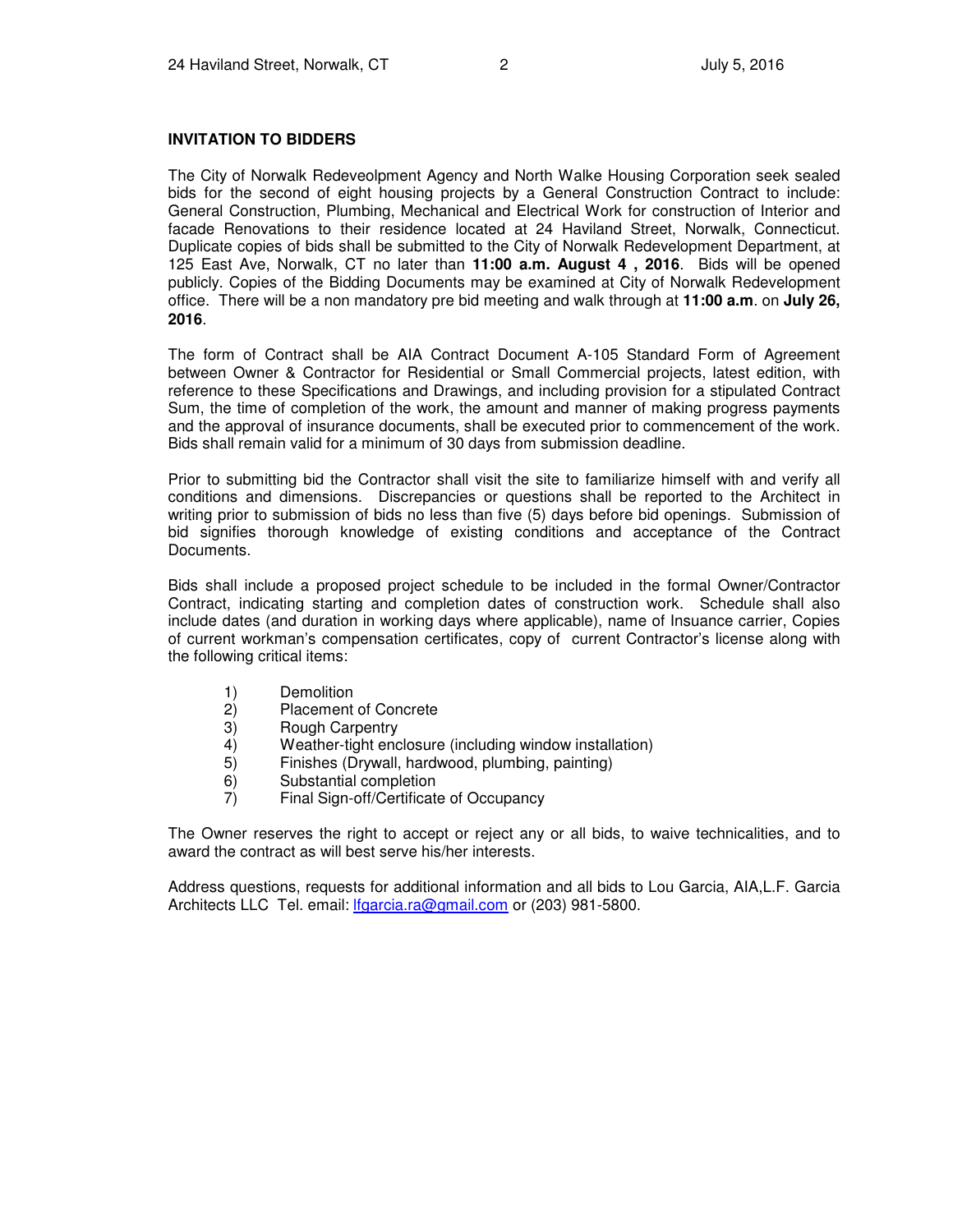## INVITATION TO BIDDERS

The City of Norwalk Redeveolpment Agency and North Walke Housing Corporation seek sealed bids for the second of eight housing projects by a General Construction Contract to include: General Construction, Plumbing, Mechanical and Electrical Work for construction of Interior and facade Renovations to their residence located at 24 Haviland Street, Norwalk, Connecticut. Duplicate copies of bids shall be submitted to the City of Norwalk Redevelopment Department, at 125 East Ave, Norwalk, CT no later than **11:00 a.m. August 4 , 2016**. Bids will be opened publicly. Copies of the Bidding Documents may be examined at City of Norwalk Redevelopment office. There will be a non mandatory pre bid meeting and walk through at **11:00 a.m**. on **July 26, 2016**.

The form of Contract shall be AIA Contract Document A-105 Standard Form of Agreement between Owner & Contractor for Residential or Small Commercial projects, latest edition, with reference to these Specifications and Drawings, and including provision for a stipulated Contract Sum, the time of completion of the work, the amount and manner of making progress payments and the approval of insurance documents, shall be executed prior to commencement of the work. Bids shall remain valid for a minimum of 30 days from submission deadline.

Prior to submitting bid the Contractor shall visit the site to familiarize himself with and verify all conditions and dimensions. Discrepancies or questions shall be reported to the Architect in writing prior to submission of bids no less than five (5) days before bid openings. Submission of bid signifies thorough knowledge of existing conditions and acceptance of the Contract Documents.

Bids shall include a proposed project schedule to be included in the formal Owner/Contractor Contract, indicating starting and completion dates of construction work. Schedule shall also include dates (and duration in working days where applicable), name of Insuance carrier, Copies of current workman's compensation certificates, copy of current Contractor's license along with the following critical items:

1) Demolition
2) Placement of Concrete
3) Rough Carpentry
4) Weather-tight enclosure (including window installation)
5) Finishes (Drywall, hardwood, plumbing, painting)
6) Substantial completion
7) Final Sign-off/Certificate of Occupancy

The Owner reserves the right to accept or reject any or all bids, to waive technicalities, and to award the contract as will best serve his/her interests.

Address questions, requests for additional information and all bids to Lou Garcia, AIA,L.F. Garcia Architects LLC Tel. email: lfgarcia.ra@gmail.com or (203) 981-5800.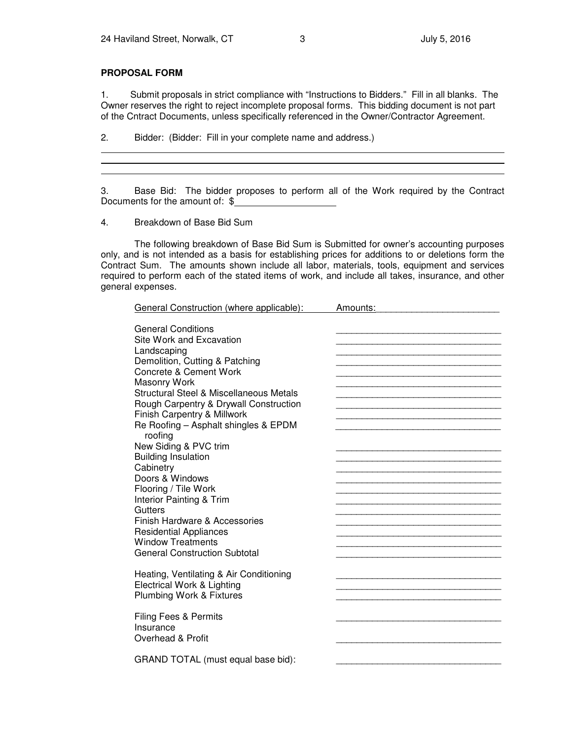**PROPOSAL FORM**

1. Submit proposals in strict compliance with "Instructions to Bidders." Fill in all blanks. The Owner reserves the right to reject incomplete proposal forms. This bidding document is not part of the Cntract Documents, unless specifically referenced in the Owner/Contractor Agreement.

2. Bidder: (Bidder: Fill in your complete name and address.)

\_\_\_\_\_\_\_\_\_\_\_\_\_\_\_\_\_\_\_\_\_\_\_\_\_\_\_\_\_\_\_\_\_\_\_\_\_\_\_\_\_\_\_\_\_\_\_\_\_\_\_\_\_\_\_\_

\_\_\_\_\_\_\_\_\_\_\_\_\_\_\_\_\_\_\_\_\_\_\_\_\_\_\_\_\_\_\_\_\_\_\_\_\_\_\_\_\_\_\_\_\_\_\_\_\_\_\_\_\_\_\_\_

\_\_\_\_\_\_\_\_\_\_\_\_\_\_\_\_\_\_\_\_\_\_\_\_\_\_\_\_\_\_\_\_\_\_\_\_\_\_\_\_\_\_\_\_\_\_\_\_\_\_\_\_\_\_\_\_

3. Base Bid: The bidder proposes to perform all of the Work required by the Contract Documents for the amount of: $\_\_\_\_\_\_\_\_\_\_\_\_\_\_\_\_\_\_\_\_

4. Breakdown of Base Bid Sum

The following breakdown of Base Bid Sum is Submitted for owner's accounting purposes only, and is not intended as a basis for establishing prices for additions to or deletions form the Contract Sum. The amounts shown include all labor, materials, tools, equipment and services required to perform each of the stated items of work, and include all takes, insurance, and other general expenses.

| General Construction (where applicable): | Amounts: |
|---|---|
| General Conditions | \_\_\_\_\_\_\_\_\_\_\_\_\_\_\_\_\_\_\_\_ |
| Site Work and Excavation | \_\_\_\_\_\_\_\_\_\_\_\_\_\_\_\_\_\_\_\_ |
| Landscaping | \_\_\_\_\_\_\_\_\_\_\_\_\_\_\_\_\_\_\_\_ |
| Demolition, Cutting & Patching | \_\_\_\_\_\_\_\_\_\_\_\_\_\_\_\_\_\_\_\_ |
| Concrete & Cement Work | \_\_\_\_\_\_\_\_\_\_\_\_\_\_\_\_\_\_\_\_ |
| Masonry Work | \_\_\_\_\_\_\_\_\_\_\_\_\_\_\_\_\_\_\_\_ |
| Structural Steel & Miscellaneous Metals | \_\_\_\_\_\_\_\_\_\_\_\_\_\_\_\_\_\_\_\_ |
| Rough Carpentry & Drywall Construction | \_\_\_\_\_\_\_\_\_\_\_\_\_\_\_\_\_\_\_\_ |
| Finish Carpentry & Millwork | \_\_\_\_\_\_\_\_\_\_\_\_\_\_\_\_\_\_\_\_ |
| Re Roofing – Asphalt shingles & EPDM roofing | \_\_\_\_\_\_\_\_\_\_\_\_\_\_\_\_\_\_\_\_ |
| New Siding & PVC trim | \_\_\_\_\_\_\_\_\_\_\_\_\_\_\_\_\_\_\_\_ |
| Building Insulation | \_\_\_\_\_\_\_\_\_\_\_\_\_\_\_\_\_\_\_\_ |
| Cabinetry | \_\_\_\_\_\_\_\_\_\_\_\_\_\_\_\_\_\_\_\_ |
| Doors & Windows | \_\_\_\_\_\_\_\_\_\_\_\_\_\_\_\_\_\_\_\_ |
| Flooring / Tile Work | \_\_\_\_\_\_\_\_\_\_\_\_\_\_\_\_\_\_\_\_ |
| Interior Painting & Trim | \_\_\_\_\_\_\_\_\_\_\_\_\_\_\_\_\_\_\_\_ |
| Gutters | \_\_\_\_\_\_\_\_\_\_\_\_\_\_\_\_\_\_\_\_ |
| Finish Hardware & Accessories | \_\_\_\_\_\_\_\_\_\_\_\_\_\_\_\_\_\_\_\_ |
| Residential Appliances | \_\_\_\_\_\_\_\_\_\_\_\_\_\_\_\_\_\_\_\_ |
| Window Treatments | \_\_\_\_\_\_\_\_\_\_\_\_\_\_\_\_\_\_\_\_ |
| General Construction Subtotal | \_\_\_\_\_\_\_\_\_\_\_\_\_\_\_\_\_\_\_\_ |
| | |
| Heating, Ventilating & Air Conditioning | \_\_\_\_\_\_\_\_\_\_\_\_\_\_\_\_\_\_\_\_ |
| Electrical Work & Lighting | \_\_\_\_\_\_\_\_\_\_\_\_\_\_\_\_\_\_\_\_ |
| Plumbing Work & Fixtures | \_\_\_\_\_\_\_\_\_\_\_\_\_\_\_\_\_\_\_\_ |
| | |
| Filing Fees & Permits | \_\_\_\_\_\_\_\_\_\_\_\_\_\_\_\_\_\_\_\_ |
| Insurance | |
| Overhead & Profit | \_\_\_\_\_\_\_\_\_\_\_\_\_\_\_\_\_\_\_\_ |
| | |
| GRAND TOTAL (must equal base bid): | \_\_\_\_\_\_\_\_\_\_\_\_\_\_\_\_\_\_\_\_ |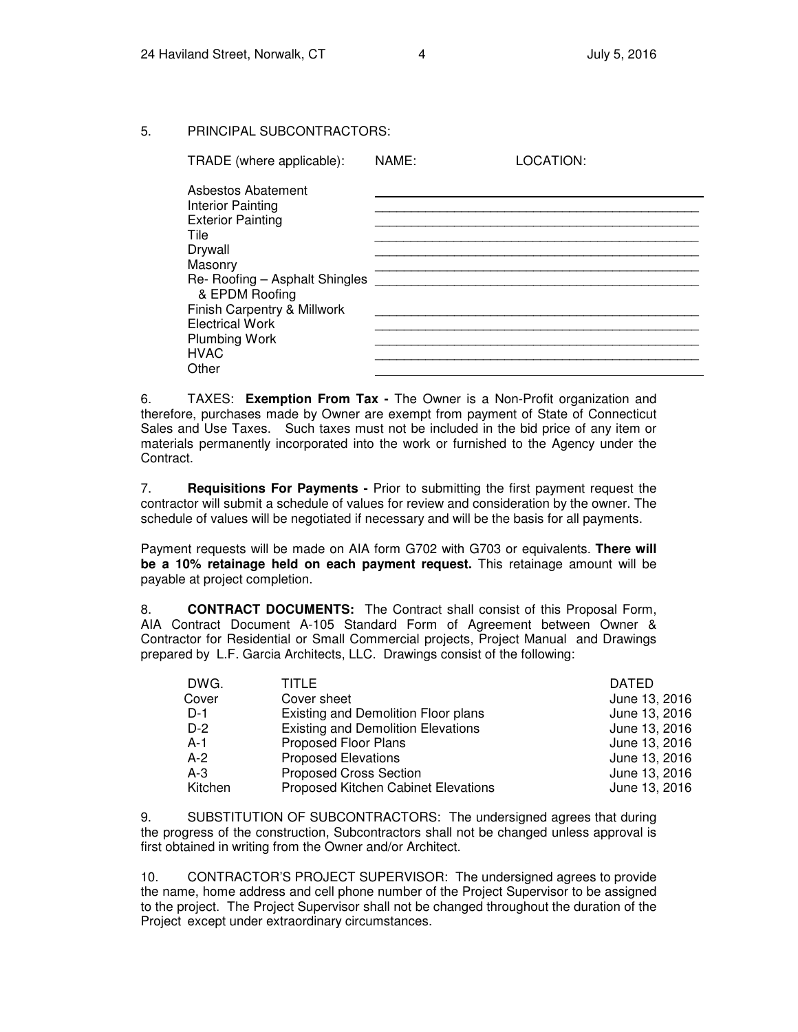5. PRINCIPAL SUBCONTRACTORS:

| TRADE (where applicable): | NAME: | LOCATION: |
|---|---|---|
| Asbestos Abatement | | |
| Interior Painting | | |
| Exterior Painting | | |
| Tile | | |
| Drywall | | |
| Masonry | | |
| Re- Roofing – Asphalt Shingles & EPDM Roofing | | |
| Finish Carpentry & Millwork | | |
| Electrical Work | | |
| Plumbing Work | | |
| HVAC | | |
| Other | | |

6. TAXES: **Exemption From Tax -** The Owner is a Non-Profit organization and therefore, purchases made by Owner are exempt from payment of State of Connecticut Sales and Use Taxes. Such taxes must not be included in the bid price of any item or materials permanently incorporated into the work or furnished to the Agency under the Contract.

7. **Requisitions For Payments -** Prior to submitting the first payment request the contractor will submit a schedule of values for review and consideration by the owner. The schedule of values will be negotiated if necessary and will be the basis for all payments.

Payment requests will be made on AIA form G702 with G703 or equivalents. **There will be a 10% retainage held on each payment request.** This retainage amount will be payable at project completion.

8. **CONTRACT DOCUMENTS:** The Contract shall consist of this Proposal Form, AIA Contract Document A-105 Standard Form of Agreement between Owner & Contractor for Residential or Small Commercial projects, Project Manual and Drawings prepared by L.F. Garcia Architects, LLC. Drawings consist of the following:

| DWG. | TITLE | DATED |
|---|---|---|
| Cover | Cover sheet | June 13, 2016 |
| D-1 | Existing and Demolition Floor plans | June 13, 2016 |
| D-2 | Existing and Demolition Elevations | June 13, 2016 |
| A-1 | Proposed Floor Plans | June 13, 2016 |
| A-2 | Proposed Elevations | June 13, 2016 |
| A-3 | Proposed Cross Section | June 13, 2016 |
| Kitchen | Proposed Kitchen Cabinet Elevations | June 13, 2016 |

9. SUBSTITUTION OF SUBCONTRACTORS: The undersigned agrees that during the progress of the construction, Subcontractors shall not be changed unless approval is first obtained in writing from the Owner and/or Architect.

10. CONTRACTOR'S PROJECT SUPERVISOR: The undersigned agrees to provide the name, home address and cell phone number of the Project Supervisor to be assigned to the project. The Project Supervisor shall not be changed throughout the duration of the Project except under extraordinary circumstances.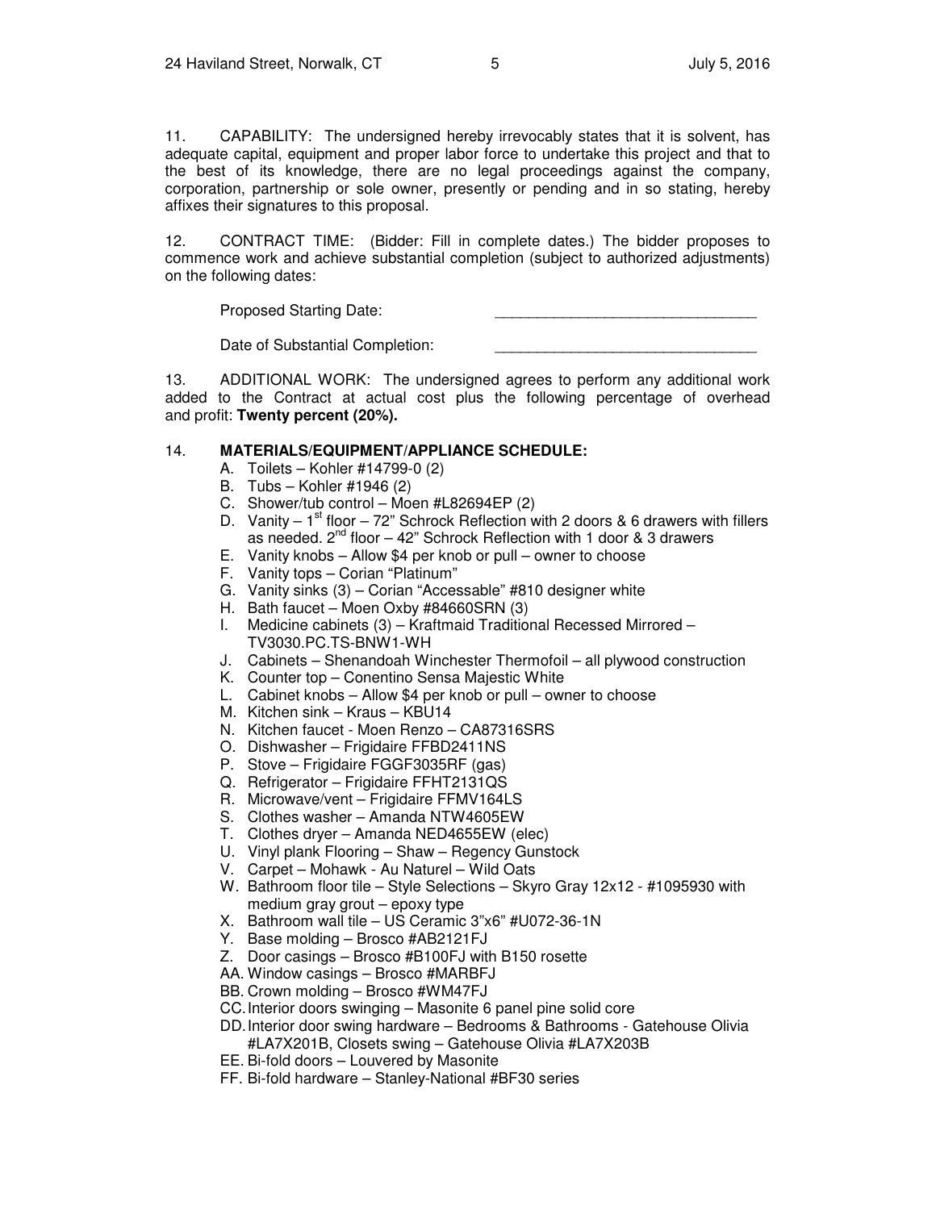11. CAPABILITY: The undersigned hereby irrevocably states that it is solvent, has adequate capital, equipment and proper labor force to undertake this project and that to the best of its knowledge, there are no legal proceedings against the company, corporation, partnership or sole owner, presently or pending and in so stating, hereby affixes their signatures to this proposal.

12. CONTRACT TIME: (Bidder: Fill in complete dates.) The bidder proposes to commence work and achieve substantial completion (subject to authorized adjustments) on the following dates:

Proposed Starting Date: _______________________________

Date of Substantial Completion: _______________________________

13. ADDITIONAL WORK: The undersigned agrees to perform any additional work added to the Contract at actual cost plus the following percentage of overhead and profit: **Twenty percent (20%).**

14. **MATERIALS/EQUIPMENT/APPLIANCE SCHEDULE:**

A. Toilets – Kohler #14799-0 (2)
B. Tubs – Kohler #1946 (2)
C. Shower/tub control – Moen #L82694EP (2)
D. Vanity – 1st floor – 72" Schrock Reflection with 2 doors & 6 drawers with fillers as needed. 2nd floor – 42" Schrock Reflection with 1 door & 3 drawers
E. Vanity knobs – Allow $4 per knob or pull – owner to choose
F. Vanity tops – Corian "Platinum"
G. Vanity sinks (3) – Corian "Accessable" #810 designer white
H. Bath faucet – Moen Oxby #84660SRN (3)
I. Medicine cabinets (3) – Kraftmaid Traditional Recessed Mirrored – TV3030.PC.TS-BNW1-WH
J. Cabinets – Shenandoah Winchester Thermofoil – all plywood construction
K. Counter top – Conentino Sensa Majestic White
L. Cabinet knobs – Allow $4 per knob or pull – owner to choose
M. Kitchen sink – Kraus – KBU14
N. Kitchen faucet - Moen Renzo – CA87316SRS
O. Dishwasher – Frigidaire FFBD2411NS
P. Stove – Frigidaire FGGF3035RF (gas)
Q. Refrigerator – Frigidaire FFHT2131QS
R. Microwave/vent – Frigidaire FFMV164LS
S. Clothes washer – Amanda NTW4605EW
T. Clothes dryer – Amanda NED4655EW (elec)
U. Vinyl plank Flooring – Shaw – Regency Gunstock
V. Carpet – Mohawk - Au Naturel – Wild Oats
W. Bathroom floor tile – Style Selections – Skyro Gray 12x12 - #1095930 with medium gray grout – epoxy type
X. Bathroom wall tile – US Ceramic 3"x6" #U072-36-1N
Y. Base molding – Brosco #AB2121FJ
Z. Door casings – Brosco #B100FJ with B150 rosette
AA. Window casings – Brosco #MARBFJ
BB. Crown molding – Brosco #WM47FJ
CC. Interior doors swinging – Masonite 6 panel pine solid core
DD. Interior door swing hardware – Bedrooms & Bathrooms - Gatehouse Olivia #LA7X201B, Closets swing – Gatehouse Olivia #LA7X203B
EE. Bi-fold doors – Louvered by Masonite
FF. Bi-fold hardware – Stanley-National #BF30 series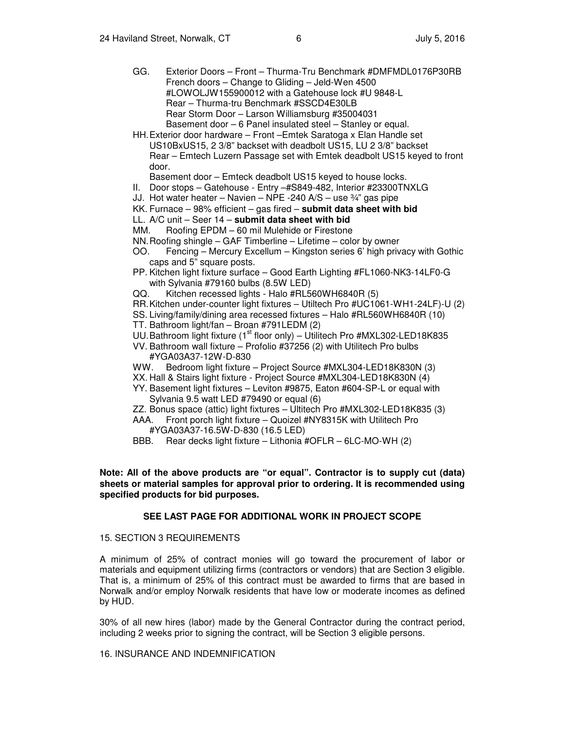GG. Exterior Doors – Front – Thurma-Tru Benchmark #DMFMDL0176P30RB
French doors – Change to Gliding – Jeld-Wen 4500 #LOWOLJW155900012 with a Gatehouse lock #U 9848-L
Rear – Thurma-tru Benchmark #SSCD4E30LB
Rear Storm Door – Larson Williamsburg #35004031
Basement door – 6 Panel insulated steel – Stanley or equal.

HH. Exterior door hardware – Front –Emtek Saratoga x Elan Handle set US10BxUS15, 2 3/8" backset with deadbolt US15, LU 2 3/8" backset
Rear – Emtech Luzern Passage set with Emtek deadbolt US15 keyed to front door.
Basement door – Emteck deadbolt US15 keyed to house locks.

II. Door stops – Gatehouse - Entry –#S849-482, Interior #23300TNXLG

JJ. Hot water heater – Navien – NPE -240 A/S – use ¾" gas pipe

KK. Furnace – 98% efficient – gas fired – **submit data sheet with bid**

LL. A/C unit – Seer 14 – **submit data sheet with bid**

MM. Roofing EPDM – 60 mil Mulehide or Firestone

NN. Roofing shingle – GAF Timberline – Lifetime – color by owner

OO. Fencing – Mercury Excellum – Kingston series 6' high privacy with Gothic caps and 5" square posts.

PP. Kitchen light fixture surface – Good Earth Lighting #FL1060-NK3-14LF0-G with Sylvania #79160 bulbs (8.5W LED)

QQ. Kitchen recessed lights - Halo #RL560WH6840R (5)

RR. Kitchen under-counter light fixtures – Utiltech Pro #UC1061-WH1-24LF)-U (2)

SS. Living/family/dining area recessed fixtures – Halo #RL560WH6840R (10)

TT. Bathroom light/fan – Broan #791LEDM (2)

UU. Bathroom light fixture (1st floor only) – Utilitech Pro #MXL302-LED18K835

VV. Bathroom wall fixture – Profolio #37256 (2) with Utilitech Pro bulbs #YGA03A37-12W-D-830

WW. Bedroom light fixture – Project Source #MXL304-LED18K830N (3)

XX. Hall & Stairs light fixture - Project Source #MXL304-LED18K830N (4)

YY. Basement light fixtures – Leviton #9875, Eaton #604-SP-L or equal with Sylvania 9.5 watt LED #79490 or equal (6)

ZZ. Bonus space (attic) light fixtures – Ultitech Pro #MXL302-LED18K835 (3)

AAA. Front porch light fixture – Quoizel #NY8315K with Utilitech Pro #YGA03A37-16.5W-D-830 (16.5 LED)

BBB. Rear decks light fixture – Lithonia #OFLR – 6LC-MO-WH (2)

**Note: All of the above products are "or equal". Contractor is to supply cut (data) sheets or material samples for approval prior to ordering. It is recommended using specified products for bid purposes.**

**SEE LAST PAGE FOR ADDITIONAL WORK IN PROJECT SCOPE**

15. SECTION 3 REQUIREMENTS

A minimum of 25% of contract monies will go toward the procurement of labor or materials and equipment utilizing firms (contractors or vendors) that are Section 3 eligible. That is, a minimum of 25% of this contract must be awarded to firms that are based in Norwalk and/or employ Norwalk residents that have low or moderate incomes as defined by HUD.

30% of all new hires (labor) made by the General Contractor during the contract period, including 2 weeks prior to signing the contract, will be Section 3 eligible persons.

16. INSURANCE AND INDEMNIFICATION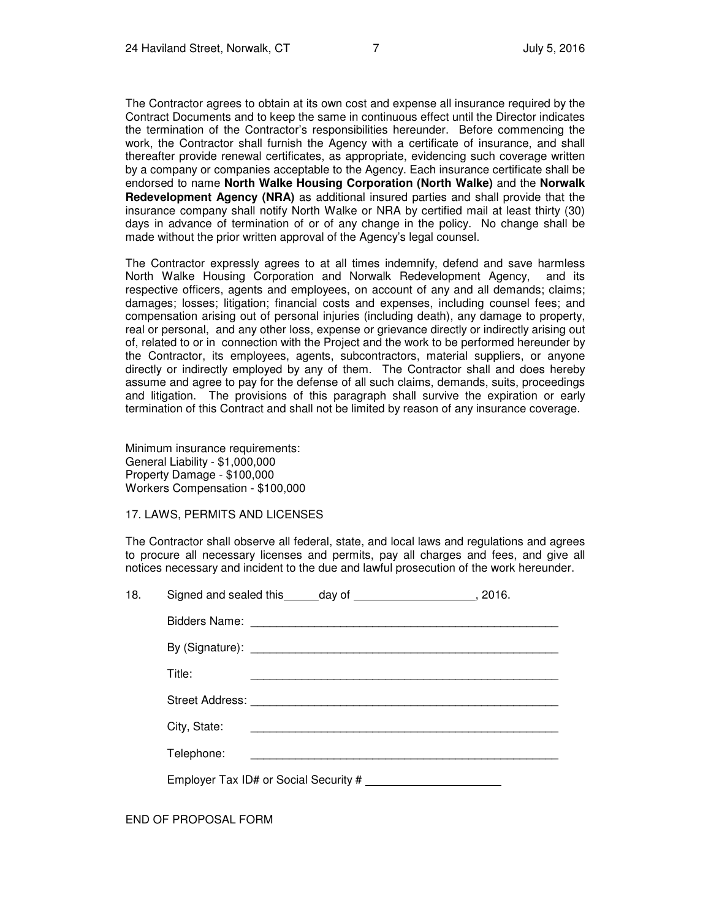The Contractor agrees to obtain at its own cost and expense all insurance required by the Contract Documents and to keep the same in continuous effect until the Director indicates the termination of the Contractor's responsibilities hereunder. Before commencing the work, the Contractor shall furnish the Agency with a certificate of insurance, and shall thereafter provide renewal certificates, as appropriate, evidencing such coverage written by a company or companies acceptable to the Agency. Each insurance certificate shall be endorsed to name **North Walke Housing Corporation (North Walke)** and the **Norwalk Redevelopment Agency (NRA)** as additional insured parties and shall provide that the insurance company shall notify North Walke or NRA by certified mail at least thirty (30) days in advance of termination of or of any change in the policy. No change shall be made without the prior written approval of the Agency's legal counsel.

The Contractor expressly agrees to at all times indemnify, defend and save harmless North Walke Housing Corporation and Norwalk Redevelopment Agency, and its respective officers, agents and employees, on account of any and all demands; claims; damages; losses; litigation; financial costs and expenses, including counsel fees; and compensation arising out of personal injuries (including death), any damage to property, real or personal, and any other loss, expense or grievance directly or indirectly arising out of, related to or in connection with the Project and the work to be performed hereunder by the Contractor, its employees, agents, subcontractors, material suppliers, or anyone directly or indirectly employed by any of them. The Contractor shall and does hereby assume and agree to pay for the defense of all such claims, demands, suits, proceedings and litigation. The provisions of this paragraph shall survive the expiration or early termination of this Contract and shall not be limited by reason of any insurance coverage.

Minimum insurance requirements:
General Liability - $1,000,000
Property Damage - $100,000
Workers Compensation - $100,000

17. LAWS, PERMITS AND LICENSES

The Contractor shall observe all federal, state, and local laws and regulations and agrees to procure all necessary licenses and permits, pay all charges and fees, and give all notices necessary and incident to the due and lawful prosecution of the work hereunder.

18. Signed and sealed this______day of ___________________, 2016.

Bidders Name: ___________________________________________________

By (Signature): ___________________________________________________

Title: ___________________________________________________

Street Address: ___________________________________________________

City, State: ___________________________________________________

Telephone: ___________________________________________________

Employer Tax ID# or Social Security # ______________________

END OF PROPOSAL FORM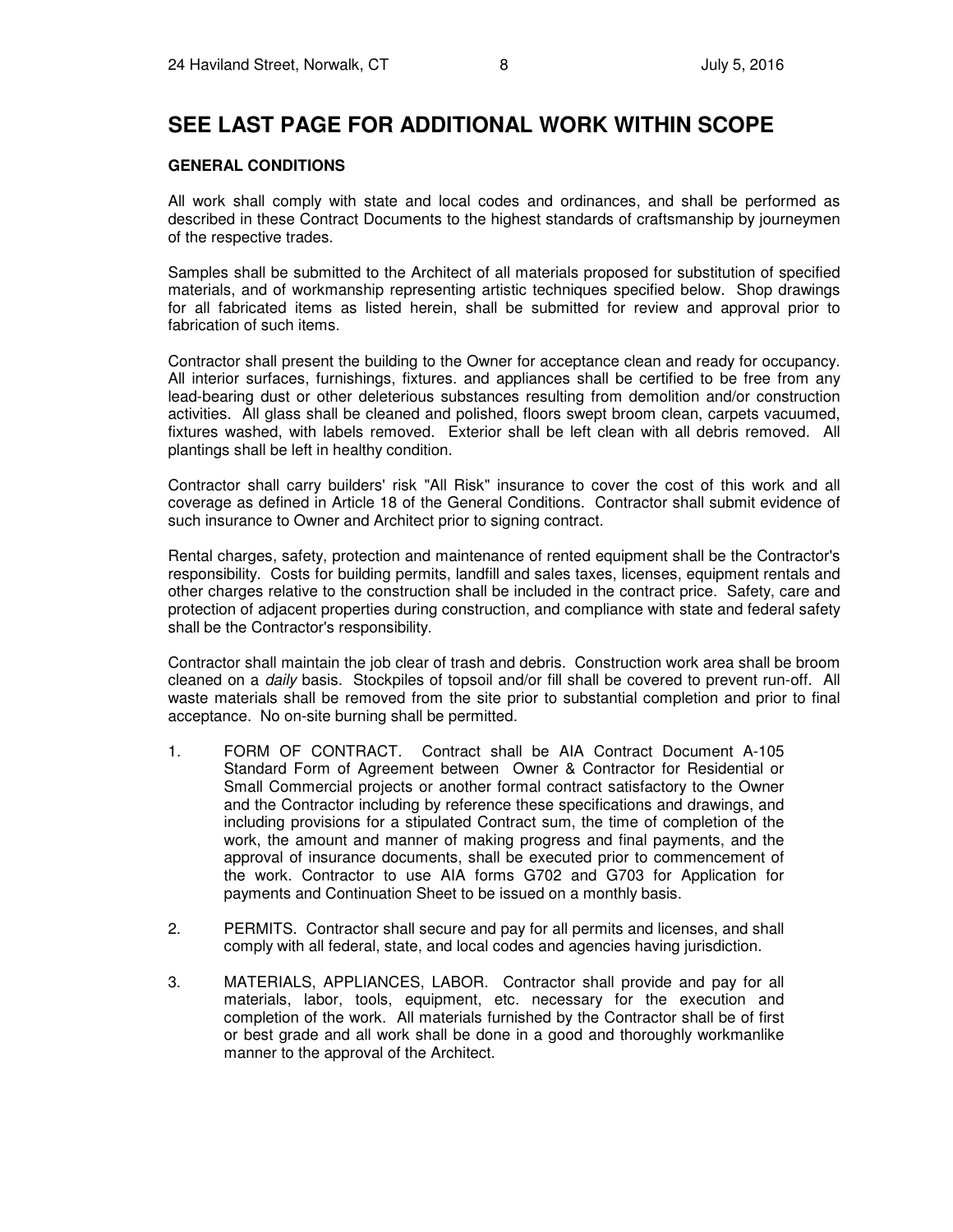## SEE LAST PAGE FOR ADDITIONAL WORK WITHIN SCOPE

**GENERAL CONDITIONS**

All work shall comply with state and local codes and ordinances, and shall be performed as described in these Contract Documents to the highest standards of craftsmanship by journeymen of the respective trades.

Samples shall be submitted to the Architect of all materials proposed for substitution of specified materials, and of workmanship representing artistic techniques specified below. Shop drawings for all fabricated items as listed herein, shall be submitted for review and approval prior to fabrication of such items.

Contractor shall present the building to the Owner for acceptance clean and ready for occupancy. All interior surfaces, furnishings, fixtures. and appliances shall be certified to be free from any lead-bearing dust or other deleterious substances resulting from demolition and/or construction activities. All glass shall be cleaned and polished, floors swept broom clean, carpets vacuumed, fixtures washed, with labels removed. Exterior shall be left clean with all debris removed. All plantings shall be left in healthy condition.

Contractor shall carry builders' risk "All Risk" insurance to cover the cost of this work and all coverage as defined in Article 18 of the General Conditions. Contractor shall submit evidence of such insurance to Owner and Architect prior to signing contract.

Rental charges, safety, protection and maintenance of rented equipment shall be the Contractor's responsibility. Costs for building permits, landfill and sales taxes, licenses, equipment rentals and other charges relative to the construction shall be included in the contract price. Safety, care and protection of adjacent properties during construction, and compliance with state and federal safety shall be the Contractor's responsibility.

Contractor shall maintain the job clear of trash and debris. Construction work area shall be broom cleaned on a *daily* basis. Stockpiles of topsoil and/or fill shall be covered to prevent run-off. All waste materials shall be removed from the site prior to substantial completion and prior to final acceptance. No on-site burning shall be permitted.

1. FORM OF CONTRACT. Contract shall be AIA Contract Document A-105 Standard Form of Agreement between Owner & Contractor for Residential or Small Commercial projects or another formal contract satisfactory to the Owner and the Contractor including by reference these specifications and drawings, and including provisions for a stipulated Contract sum, the time of completion of the work, the amount and manner of making progress and final payments, and the approval of insurance documents, shall be executed prior to commencement of the work. Contractor to use AIA forms G702 and G703 for Application for payments and Continuation Sheet to be issued on a monthly basis.

2. PERMITS. Contractor shall secure and pay for all permits and licenses, and shall comply with all federal, state, and local codes and agencies having jurisdiction.

3. MATERIALS, APPLIANCES, LABOR. Contractor shall provide and pay for all materials, labor, tools, equipment, etc. necessary for the execution and completion of the work. All materials furnished by the Contractor shall be of first or best grade and all work shall be done in a good and thoroughly workmanlike manner to the approval of the Architect.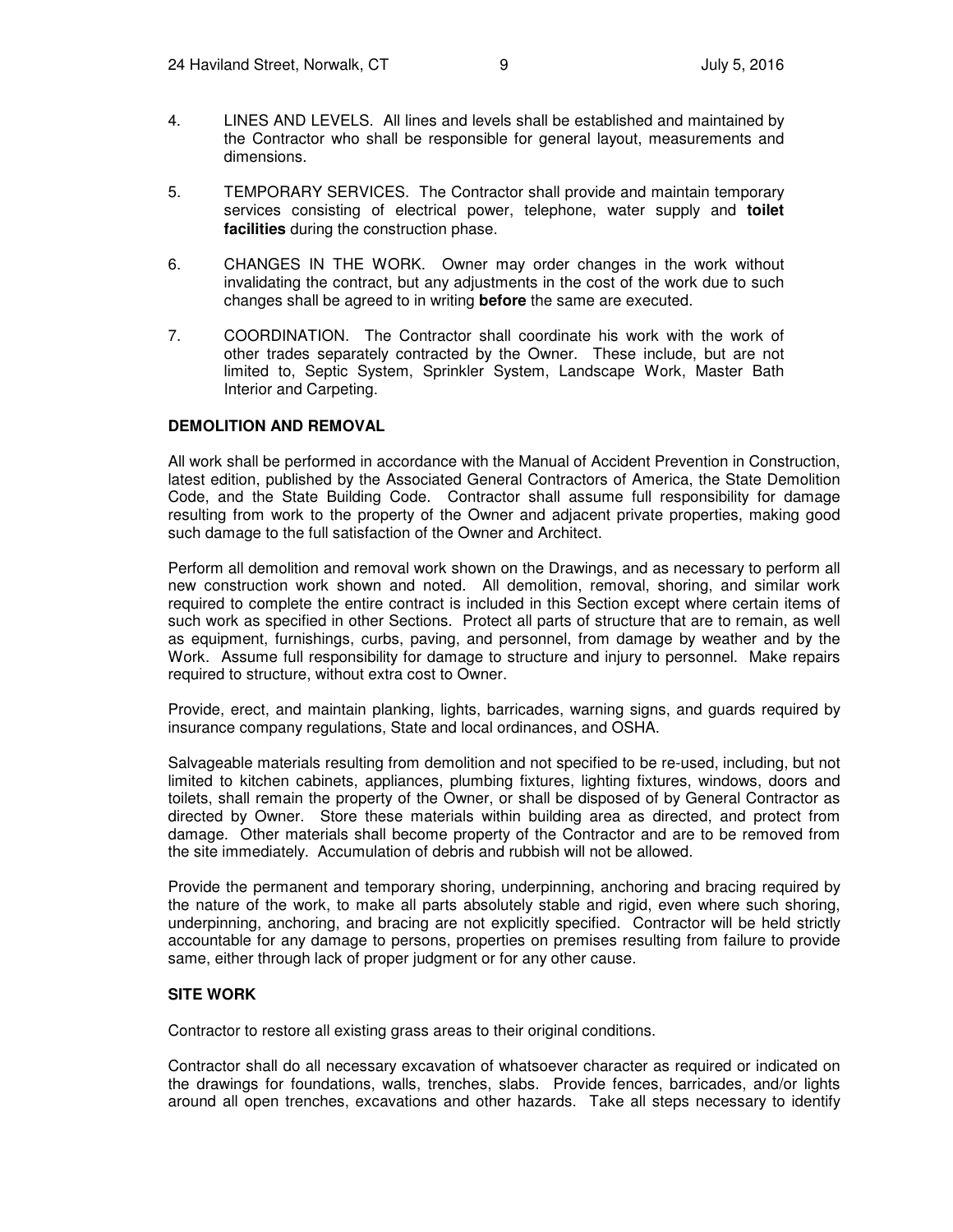4. LINES AND LEVELS. All lines and levels shall be established and maintained by the Contractor who shall be responsible for general layout, measurements and dimensions.

5. TEMPORARY SERVICES. The Contractor shall provide and maintain temporary services consisting of electrical power, telephone, water supply and **toilet facilities** during the construction phase.

6. CHANGES IN THE WORK. Owner may order changes in the work without invalidating the contract, but any adjustments in the cost of the work due to such changes shall be agreed to in writing **before** the same are executed.

7. COORDINATION. The Contractor shall coordinate his work with the work of other trades separately contracted by the Owner. These include, but are not limited to, Septic System, Sprinkler System, Landscape Work, Master Bath Interior and Carpeting.

**DEMOLITION AND REMOVAL**

All work shall be performed in accordance with the Manual of Accident Prevention in Construction, latest edition, published by the Associated General Contractors of America, the State Demolition Code, and the State Building Code. Contractor shall assume full responsibility for damage resulting from work to the property of the Owner and adjacent private properties, making good such damage to the full satisfaction of the Owner and Architect.

Perform all demolition and removal work shown on the Drawings, and as necessary to perform all new construction work shown and noted. All demolition, removal, shoring, and similar work required to complete the entire contract is included in this Section except where certain items of such work as specified in other Sections. Protect all parts of structure that are to remain, as well as equipment, furnishings, curbs, paving, and personnel, from damage by weather and by the Work. Assume full responsibility for damage to structure and injury to personnel. Make repairs required to structure, without extra cost to Owner.

Provide, erect, and maintain planking, lights, barricades, warning signs, and guards required by insurance company regulations, State and local ordinances, and OSHA.

Salvageable materials resulting from demolition and not specified to be re-used, including, but not limited to kitchen cabinets, appliances, plumbing fixtures, lighting fixtures, windows, doors and toilets, shall remain the property of the Owner, or shall be disposed of by General Contractor as directed by Owner. Store these materials within building area as directed, and protect from damage. Other materials shall become property of the Contractor and are to be removed from the site immediately. Accumulation of debris and rubbish will not be allowed.

Provide the permanent and temporary shoring, underpinning, anchoring and bracing required by the nature of the work, to make all parts absolutely stable and rigid, even where such shoring, underpinning, anchoring, and bracing are not explicitly specified. Contractor will be held strictly accountable for any damage to persons, properties on premises resulting from failure to provide same, either through lack of proper judgment or for any other cause.

**SITE WORK**

Contractor to restore all existing grass areas to their original conditions.

Contractor shall do all necessary excavation of whatsoever character as required or indicated on the drawings for foundations, walls, trenches, slabs. Provide fences, barricades, and/or lights around all open trenches, excavations and other hazards. Take all steps necessary to identify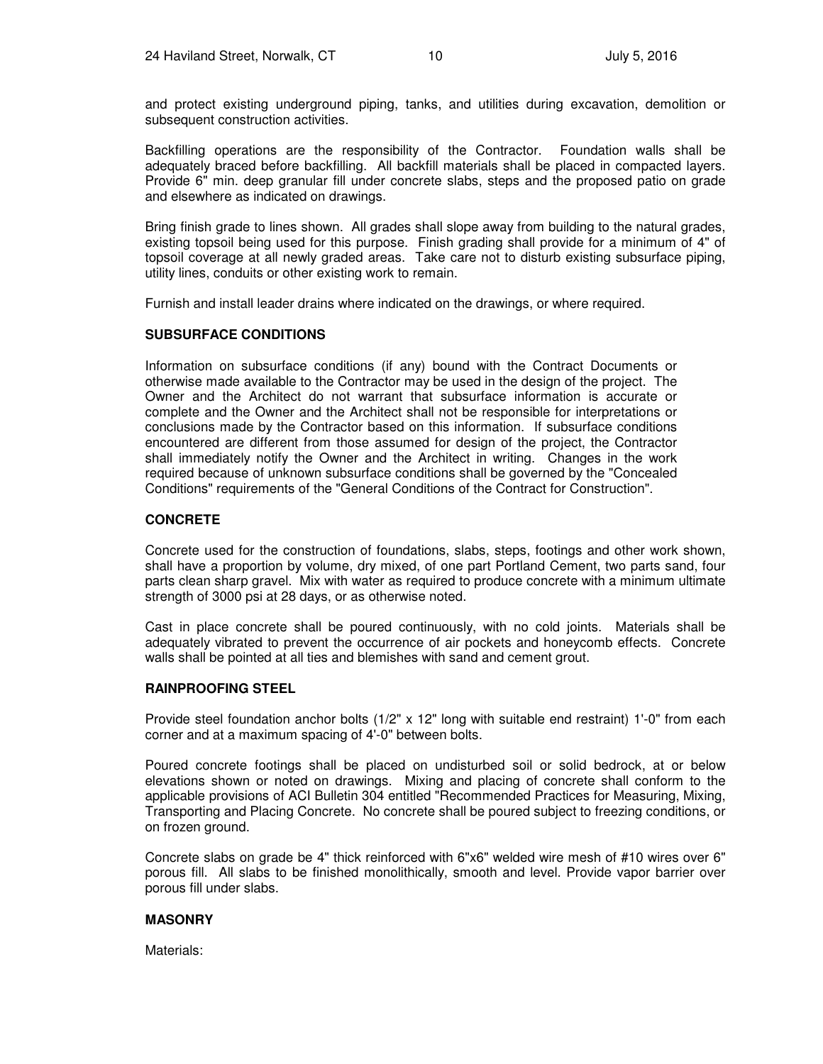and protect existing underground piping, tanks, and utilities during excavation, demolition or subsequent construction activities.

Backfilling operations are the responsibility of the Contractor. Foundation walls shall be adequately braced before backfilling. All backfill materials shall be placed in compacted layers. Provide 6" min. deep granular fill under concrete slabs, steps and the proposed patio on grade and elsewhere as indicated on drawings.

Bring finish grade to lines shown. All grades shall slope away from building to the natural grades, existing topsoil being used for this purpose. Finish grading shall provide for a minimum of 4" of topsoil coverage at all newly graded areas. Take care not to disturb existing subsurface piping, utility lines, conduits or other existing work to remain.

Furnish and install leader drains where indicated on the drawings, or where required.

**SUBSURFACE CONDITIONS**

Information on subsurface conditions (if any) bound with the Contract Documents or otherwise made available to the Contractor may be used in the design of the project. The Owner and the Architect do not warrant that subsurface information is accurate or complete and the Owner and the Architect shall not be responsible for interpretations or conclusions made by the Contractor based on this information. If subsurface conditions encountered are different from those assumed for design of the project, the Contractor shall immediately notify the Owner and the Architect in writing. Changes in the work required because of unknown subsurface conditions shall be governed by the "Concealed Conditions" requirements of the "General Conditions of the Contract for Construction".

**CONCRETE**

Concrete used for the construction of foundations, slabs, steps, footings and other work shown, shall have a proportion by volume, dry mixed, of one part Portland Cement, two parts sand, four parts clean sharp gravel. Mix with water as required to produce concrete with a minimum ultimate strength of 3000 psi at 28 days, or as otherwise noted.

Cast in place concrete shall be poured continuously, with no cold joints. Materials shall be adequately vibrated to prevent the occurrence of air pockets and honeycomb effects. Concrete walls shall be pointed at all ties and blemishes with sand and cement grout.

**RAINPROOFING STEEL**

Provide steel foundation anchor bolts (1/2" x 12" long with suitable end restraint) 1'-0" from each corner and at a maximum spacing of 4'-0" between bolts.

Poured concrete footings shall be placed on undisturbed soil or solid bedrock, at or below elevations shown or noted on drawings. Mixing and placing of concrete shall conform to the applicable provisions of ACI Bulletin 304 entitled "Recommended Practices for Measuring, Mixing, Transporting and Placing Concrete. No concrete shall be poured subject to freezing conditions, or on frozen ground.

Concrete slabs on grade be 4" thick reinforced with 6"x6" welded wire mesh of #10 wires over 6" porous fill. All slabs to be finished monolithically, smooth and level. Provide vapor barrier over porous fill under slabs.

**MASONRY**

Materials: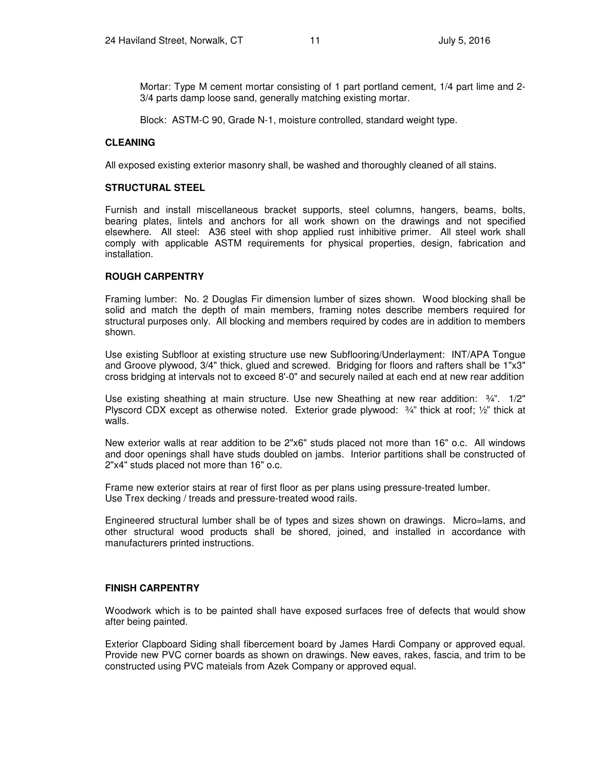Mortar: Type M cement mortar consisting of 1 part portland cement, 1/4 part lime and 2-3/4 parts damp loose sand, generally matching existing mortar.

Block: ASTM-C 90, Grade N-1, moisture controlled, standard weight type.

**CLEANING**

All exposed existing exterior masonry shall, be washed and thoroughly cleaned of all stains.

**STRUCTURAL STEEL**

Furnish and install miscellaneous bracket supports, steel columns, hangers, beams, bolts, bearing plates, lintels and anchors for all work shown on the drawings and not specified elsewhere. All steel: A36 steel with shop applied rust inhibitive primer. All steel work shall comply with applicable ASTM requirements for physical properties, design, fabrication and installation.

**ROUGH CARPENTRY**

Framing lumber: No. 2 Douglas Fir dimension lumber of sizes shown. Wood blocking shall be solid and match the depth of main members, framing notes describe members required for structural purposes only. All blocking and members required by codes are in addition to members shown.

Use existing Subfloor at existing structure use new Subflooring/Underlayment: INT/APA Tongue and Groove plywood, 3/4" thick, glued and screwed. Bridging for floors and rafters shall be 1"x3" cross bridging at intervals not to exceed 8'-0" and securely nailed at each end at new rear addition

Use existing sheathing at main structure. Use new Sheathing at new rear addition: ¾". 1/2" Plyscord CDX except as otherwise noted. Exterior grade plywood: ¾" thick at roof; ½" thick at walls.

New exterior walls at rear addition to be 2"x6" studs placed not more than 16" o.c. All windows and door openings shall have studs doubled on jambs. Interior partitions shall be constructed of 2"x4" studs placed not more than 16" o.c.

Frame new exterior stairs at rear of first floor as per plans using pressure-treated lumber.
Use Trex decking / treads and pressure-treated wood rails.

Engineered structural lumber shall be of types and sizes shown on drawings. Micro=lams, and other structural wood products shall be shored, joined, and installed in accordance with manufacturers printed instructions.

**FINISH CARPENTRY**

Woodwork which is to be painted shall have exposed surfaces free of defects that would show after being painted.

Exterior Clapboard Siding shall fibercement board by James Hardi Company or approved equal. Provide new PVC corner boards as shown on drawings. New eaves, rakes, fascia, and trim to be constructed using PVC mateials from Azek Company or approved equal.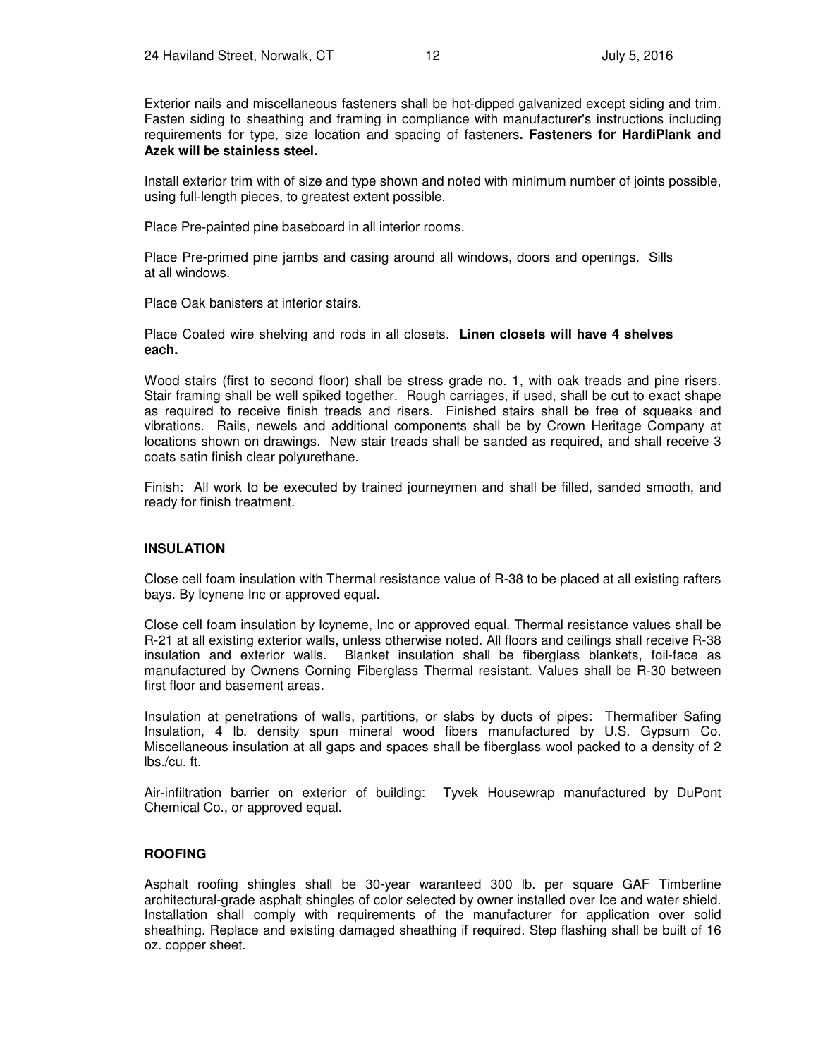Exterior nails and miscellaneous fasteners shall be hot-dipped galvanized except siding and trim. Fasten siding to sheathing and framing in compliance with manufacturer's instructions including requirements for type, size location and spacing of fasteners**. Fasteners for HardiPlank and Azek will be stainless steel.**

Install exterior trim with of size and type shown and noted with minimum number of joints possible, using full-length pieces, to greatest extent possible.

Place Pre-painted pine baseboard in all interior rooms.

Place Pre-primed pine jambs and casing around all windows, doors and openings. Sills at all windows.

Place Oak banisters at interior stairs.

Place Coated wire shelving and rods in all closets. **Linen closets will have 4 shelves each.**

Wood stairs (first to second floor) shall be stress grade no. 1, with oak treads and pine risers. Stair framing shall be well spiked together. Rough carriages, if used, shall be cut to exact shape as required to receive finish treads and risers. Finished stairs shall be free of squeaks and vibrations. Rails, newels and additional components shall be by Crown Heritage Company at locations shown on drawings. New stair treads shall be sanded as required, and shall receive 3 coats satin finish clear polyurethane.

Finish: All work to be executed by trained journeymen and shall be filled, sanded smooth, and ready for finish treatment.

## INSULATION

Close cell foam insulation with Thermal resistance value of R-38 to be placed at all existing rafters bays. By Icynene Inc or approved equal.

Close cell foam insulation by Icyneme, Inc or approved equal. Thermal resistance values shall be R-21 at all existing exterior walls, unless otherwise noted. All floors and ceilings shall receive R-38 insulation and exterior walls. Blanket insulation shall be fiberglass blankets, foil-face as manufactured by Ownens Corning Fiberglass Thermal resistant. Values shall be R-30 between first floor and basement areas.

Insulation at penetrations of walls, partitions, or slabs by ducts of pipes: Thermafiber Safing Insulation, 4 lb. density spun mineral wood fibers manufactured by U.S. Gypsum Co. Miscellaneous insulation at all gaps and spaces shall be fiberglass wool packed to a density of 2 lbs./cu. ft.

Air-infiltration barrier on exterior of building: Tyvek Housewrap manufactured by DuPont Chemical Co., or approved equal.

## ROOFING

Asphalt roofing shingles shall be 30-year waranteed 300 lb. per square GAF Timberline architectural-grade asphalt shingles of color selected by owner installed over Ice and water shield. Installation shall comply with requirements of the manufacturer for application over solid sheathing. Replace and existing damaged sheathing if required. Step flashing shall be built of 16 oz. copper sheet.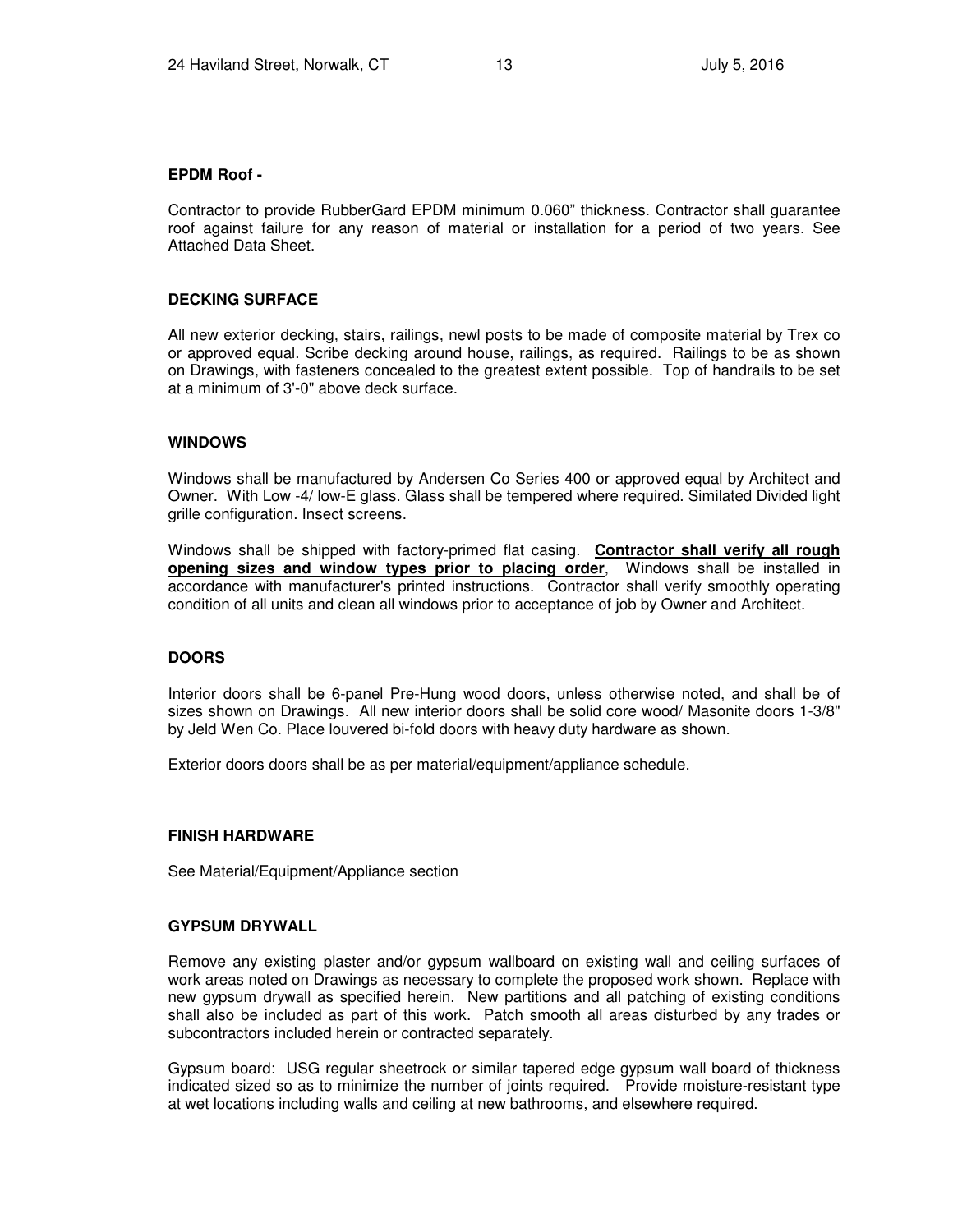### EPDM Roof -

Contractor to provide RubberGard EPDM minimum 0.060" thickness. Contractor shall guarantee roof against failure for any reason of material or installation for a period of two years. See Attached Data Sheet.

### DECKING SURFACE

All new exterior decking, stairs, railings, newl posts to be made of composite material by Trex co or approved equal. Scribe decking around house, railings, as required. Railings to be as shown on Drawings, with fasteners concealed to the greatest extent possible. Top of handrails to be set at a minimum of 3'-0" above deck surface.

### WINDOWS

Windows shall be manufactured by Andersen Co Series 400 or approved equal by Architect and Owner. With Low -4/ low-E glass. Glass shall be tempered where required. Similated Divided light grille configuration. Insect screens.

Windows shall be shipped with factory-primed flat casing. **Contractor shall verify all rough opening sizes and window types prior to placing order**, Windows shall be installed in accordance with manufacturer's printed instructions. Contractor shall verify smoothly operating condition of all units and clean all windows prior to acceptance of job by Owner and Architect.

### DOORS

Interior doors shall be 6-panel Pre-Hung wood doors, unless otherwise noted, and shall be of sizes shown on Drawings. All new interior doors shall be solid core wood/ Masonite doors 1-3/8" by Jeld Wen Co. Place louvered bi-fold doors with heavy duty hardware as shown.

Exterior doors doors shall be as per material/equipment/appliance schedule.

### FINISH HARDWARE

See Material/Equipment/Appliance section

### GYPSUM DRYWALL

Remove any existing plaster and/or gypsum wallboard on existing wall and ceiling surfaces of work areas noted on Drawings as necessary to complete the proposed work shown. Replace with new gypsum drywall as specified herein. New partitions and all patching of existing conditions shall also be included as part of this work. Patch smooth all areas disturbed by any trades or subcontractors included herein or contracted separately.

Gypsum board: USG regular sheetrock or similar tapered edge gypsum wall board of thickness indicated sized so as to minimize the number of joints required. Provide moisture-resistant type at wet locations including walls and ceiling at new bathrooms, and elsewhere required.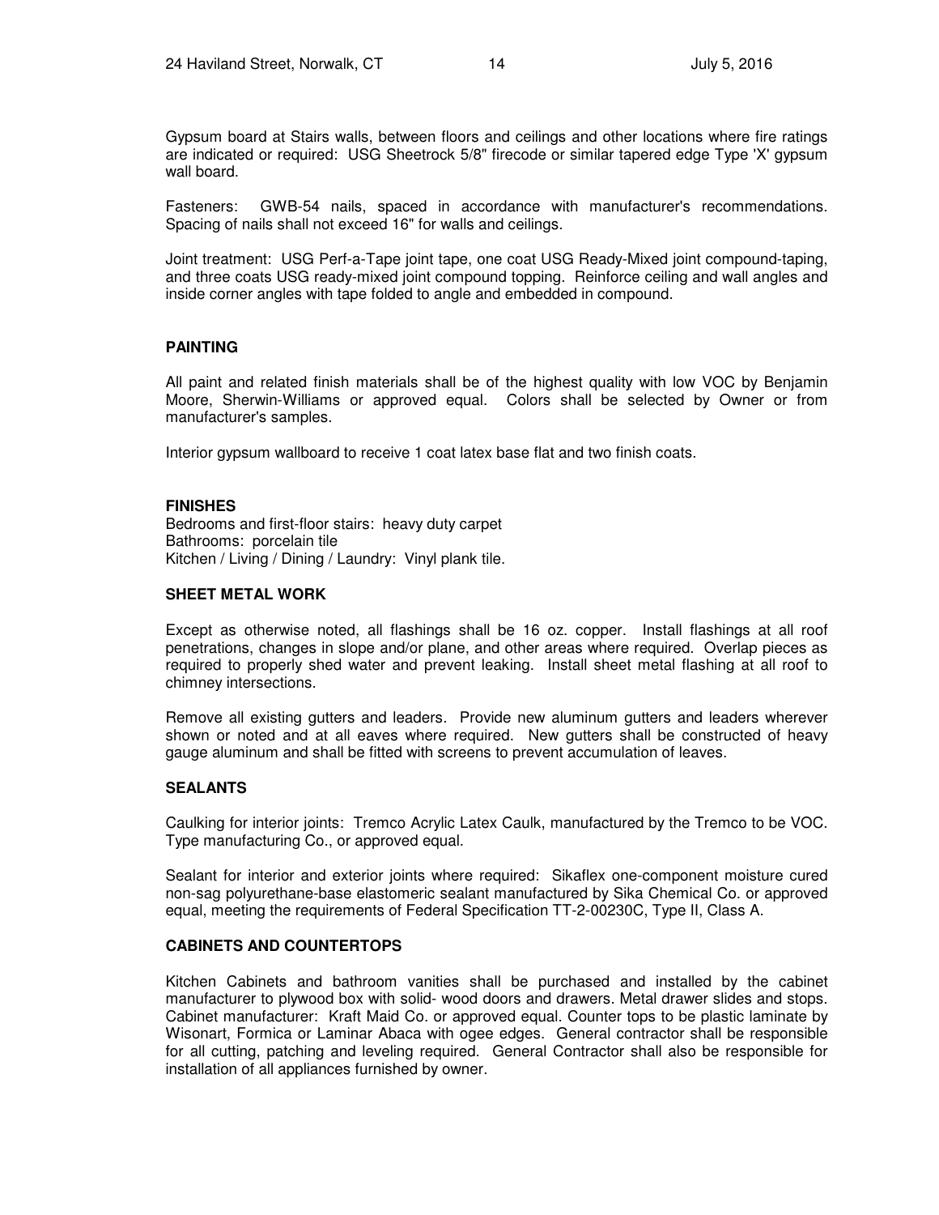Gypsum board at Stairs walls, between floors and ceilings and other locations where fire ratings are indicated or required: USG Sheetrock 5/8" firecode or similar tapered edge Type 'X' gypsum wall board.

Fasteners: GWB-54 nails, spaced in accordance with manufacturer's recommendations. Spacing of nails shall not exceed 16" for walls and ceilings.

Joint treatment: USG Perf-a-Tape joint tape, one coat USG Ready-Mixed joint compound-taping, and three coats USG ready-mixed joint compound topping. Reinforce ceiling and wall angles and inside corner angles with tape folded to angle and embedded in compound.

## PAINTING

All paint and related finish materials shall be of the highest quality with low VOC by Benjamin Moore, Sherwin-Williams or approved equal. Colors shall be selected by Owner or from manufacturer's samples.

Interior gypsum wallboard to receive 1 coat latex base flat and two finish coats.

## FINISHES

Bedrooms and first-floor stairs: heavy duty carpet
Bathrooms: porcelain tile
Kitchen / Living / Dining / Laundry: Vinyl plank tile.

## SHEET METAL WORK

Except as otherwise noted, all flashings shall be 16 oz. copper. Install flashings at all roof penetrations, changes in slope and/or plane, and other areas where required. Overlap pieces as required to properly shed water and prevent leaking. Install sheet metal flashing at all roof to chimney intersections.

Remove all existing gutters and leaders. Provide new aluminum gutters and leaders wherever shown or noted and at all eaves where required. New gutters shall be constructed of heavy gauge aluminum and shall be fitted with screens to prevent accumulation of leaves.

## SEALANTS

Caulking for interior joints: Tremco Acrylic Latex Caulk, manufactured by the Tremco to be VOC. Type manufacturing Co., or approved equal.

Sealant for interior and exterior joints where required: Sikaflex one-component moisture cured non-sag polyurethane-base elastomeric sealant manufactured by Sika Chemical Co. or approved equal, meeting the requirements of Federal Specification TT-2-00230C, Type II, Class A.

## CABINETS AND COUNTERTOPS

Kitchen Cabinets and bathroom vanities shall be purchased and installed by the cabinet manufacturer to plywood box with solid- wood doors and drawers. Metal drawer slides and stops. Cabinet manufacturer: Kraft Maid Co. or approved equal. Counter tops to be plastic laminate by Wisonart, Formica or Laminar Abaca with ogee edges. General contractor shall be responsible for all cutting, patching and leveling required. General Contractor shall also be responsible for installation of all appliances furnished by owner.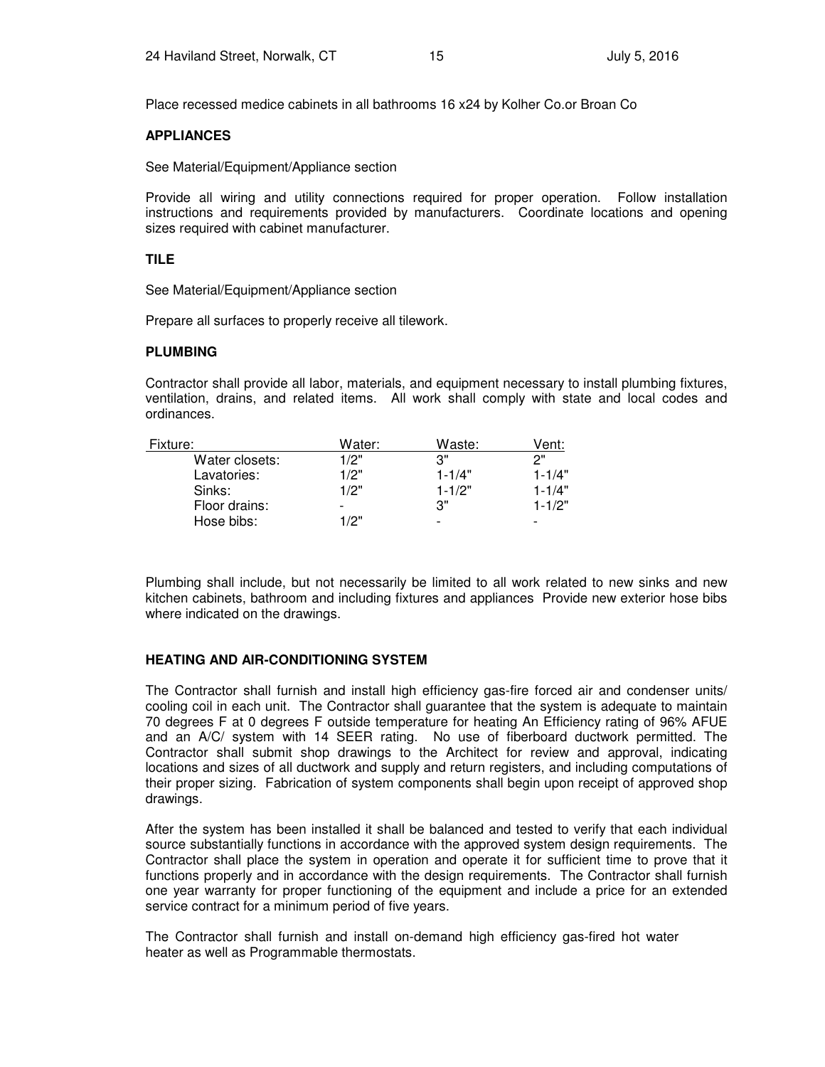Place recessed medice cabinets in all bathrooms 16 x24 by Kolher Co.or Broan Co

**APPLIANCES**

See Material/Equipment/Appliance section

Provide all wiring and utility connections required for proper operation. Follow installation instructions and requirements provided by manufacturers. Coordinate locations and opening sizes required with cabinet manufacturer.

**TILE**

See Material/Equipment/Appliance section

Prepare all surfaces to properly receive all tilework.

**PLUMBING**

Contractor shall provide all labor, materials, and equipment necessary to install plumbing fixtures, ventilation, drains, and related items. All work shall comply with state and local codes and ordinances.

| Fixture: | Water: | Waste: | Vent: |
|---|---|---|---|
| Water closets: | 1/2" | 3" | 2" |
| Lavatories: | 1/2" | 1-1/4" | 1-1/4" |
| Sinks: | 1/2" | 1-1/2" | 1-1/4" |
| Floor drains: | - | 3" | 1-1/2" |
| Hose bibs: | 1/2" | - | - |

Plumbing shall include, but not necessarily be limited to all work related to new sinks and new kitchen cabinets, bathroom and including fixtures and appliances Provide new exterior hose bibs where indicated on the drawings.

**HEATING AND AIR-CONDITIONING SYSTEM**

The Contractor shall furnish and install high efficiency gas-fire forced air and condenser units/ cooling coil in each unit. The Contractor shall guarantee that the system is adequate to maintain 70 degrees F at 0 degrees F outside temperature for heating An Efficiency rating of 96% AFUE and an A/C/ system with 14 SEER rating. No use of fiberboard ductwork permitted. The Contractor shall submit shop drawings to the Architect for review and approval, indicating locations and sizes of all ductwork and supply and return registers, and including computations of their proper sizing. Fabrication of system components shall begin upon receipt of approved shop drawings.

After the system has been installed it shall be balanced and tested to verify that each individual source substantially functions in accordance with the approved system design requirements. The Contractor shall place the system in operation and operate it for sufficient time to prove that it functions properly and in accordance with the design requirements. The Contractor shall furnish one year warranty for proper functioning of the equipment and include a price for an extended service contract for a minimum period of five years.

The Contractor shall furnish and install on-demand high efficiency gas-fired hot water heater as well as Programmable thermostats.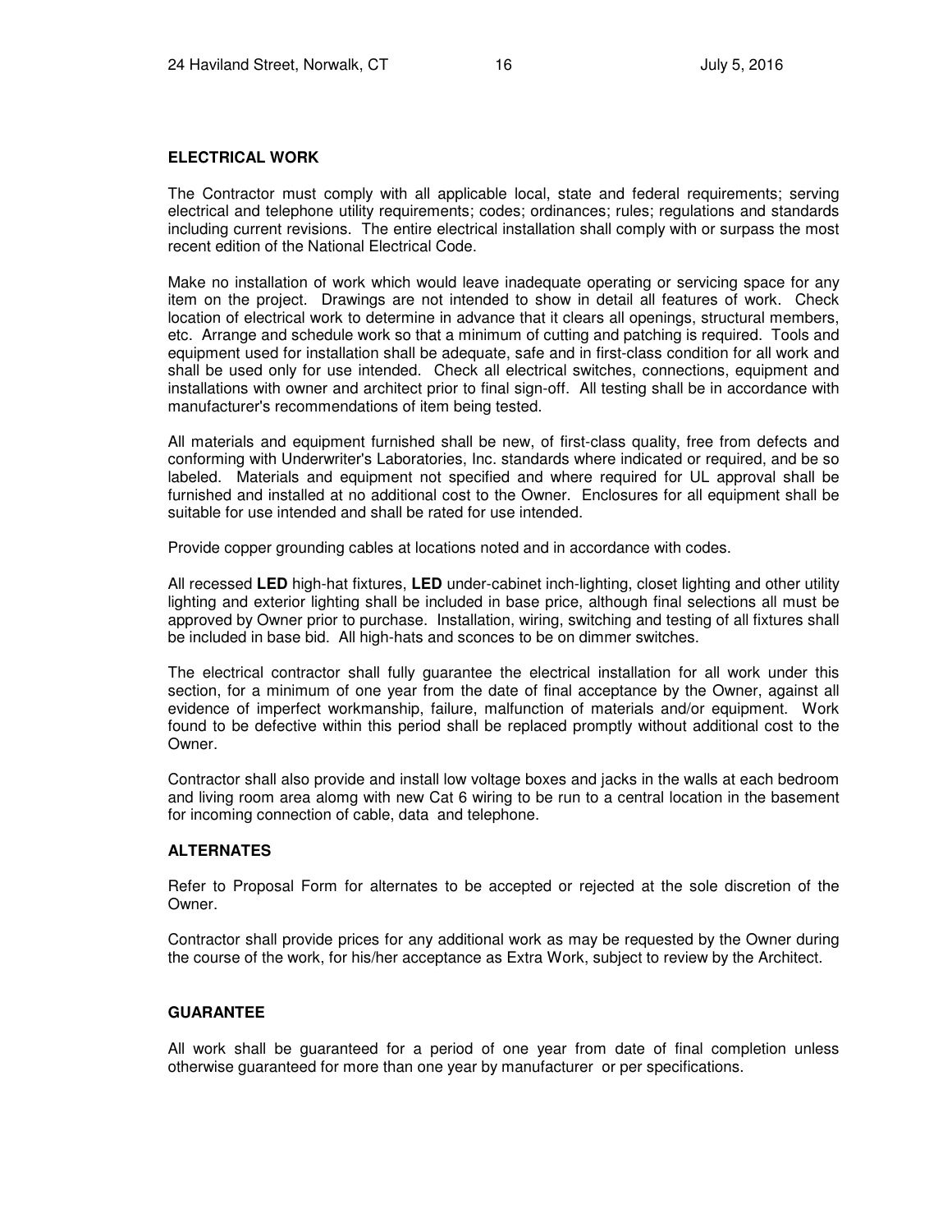**ELECTRICAL WORK**

The Contractor must comply with all applicable local, state and federal requirements; serving electrical and telephone utility requirements; codes; ordinances; rules; regulations and standards including current revisions. The entire electrical installation shall comply with or surpass the most recent edition of the National Electrical Code.

Make no installation of work which would leave inadequate operating or servicing space for any item on the project. Drawings are not intended to show in detail all features of work. Check location of electrical work to determine in advance that it clears all openings, structural members, etc. Arrange and schedule work so that a minimum of cutting and patching is required. Tools and equipment used for installation shall be adequate, safe and in first-class condition for all work and shall be used only for use intended. Check all electrical switches, connections, equipment and installations with owner and architect prior to final sign-off. All testing shall be in accordance with manufacturer's recommendations of item being tested.

All materials and equipment furnished shall be new, of first-class quality, free from defects and conforming with Underwriter's Laboratories, Inc. standards where indicated or required, and be so labeled. Materials and equipment not specified and where required for UL approval shall be furnished and installed at no additional cost to the Owner. Enclosures for all equipment shall be suitable for use intended and shall be rated for use intended.

Provide copper grounding cables at locations noted and in accordance with codes.

All recessed **LED** high-hat fixtures, **LED** under-cabinet inch-lighting, closet lighting and other utility lighting and exterior lighting shall be included in base price, although final selections all must be approved by Owner prior to purchase. Installation, wiring, switching and testing of all fixtures shall be included in base bid. All high-hats and sconces to be on dimmer switches.

The electrical contractor shall fully guarantee the electrical installation for all work under this section, for a minimum of one year from the date of final acceptance by the Owner, against all evidence of imperfect workmanship, failure, malfunction of materials and/or equipment. Work found to be defective within this period shall be replaced promptly without additional cost to the Owner.

Contractor shall also provide and install low voltage boxes and jacks in the walls at each bedroom and living room area alomg with new Cat 6 wiring to be run to a central location in the basement for incoming connection of cable, data and telephone.

**ALTERNATES**

Refer to Proposal Form for alternates to be accepted or rejected at the sole discretion of the Owner.

Contractor shall provide prices for any additional work as may be requested by the Owner during the course of the work, for his/her acceptance as Extra Work, subject to review by the Architect.

**GUARANTEE**

All work shall be guaranteed for a period of one year from date of final completion unless otherwise guaranteed for more than one year by manufacturer or per specifications.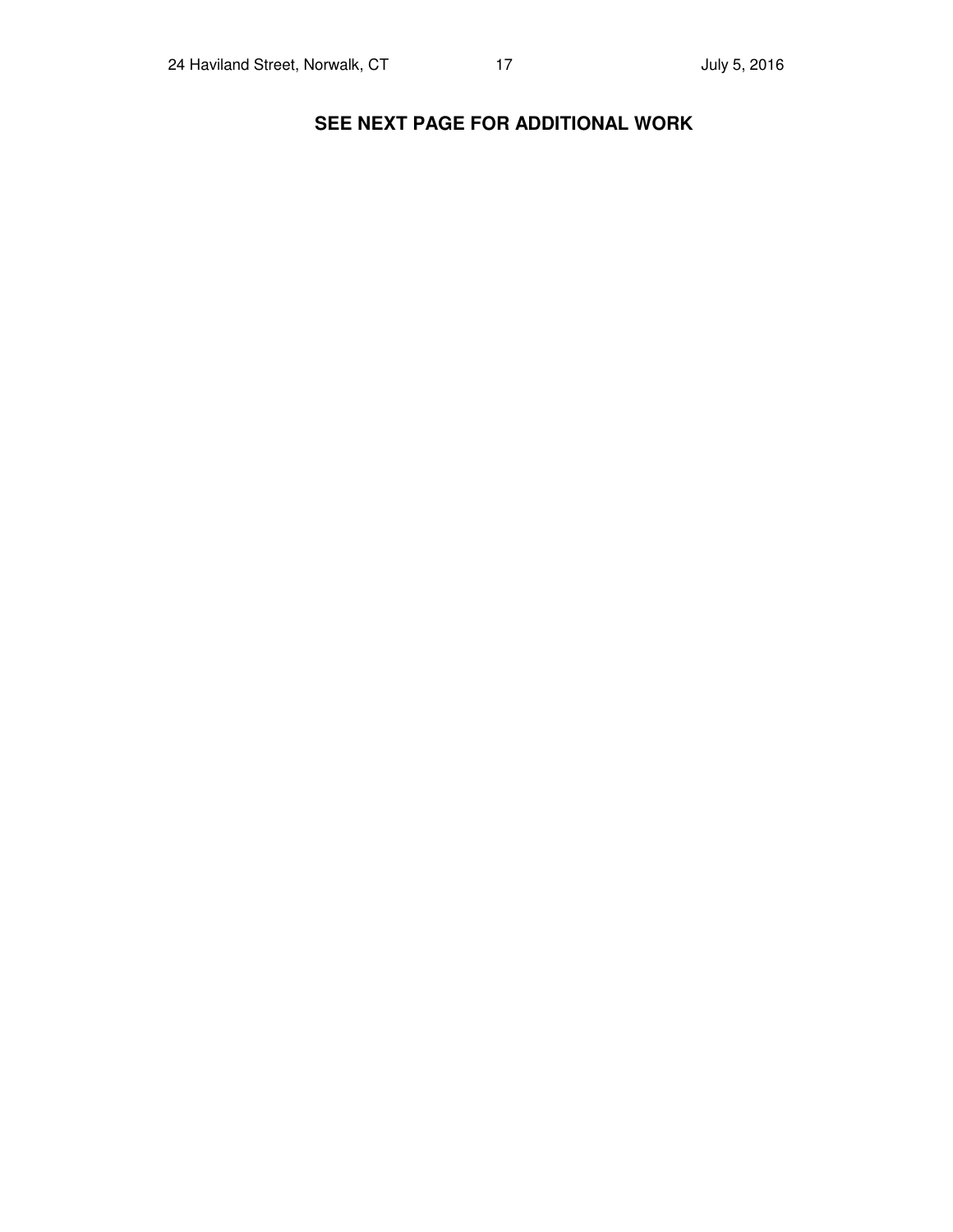**SEE NEXT PAGE FOR ADDITIONAL WORK**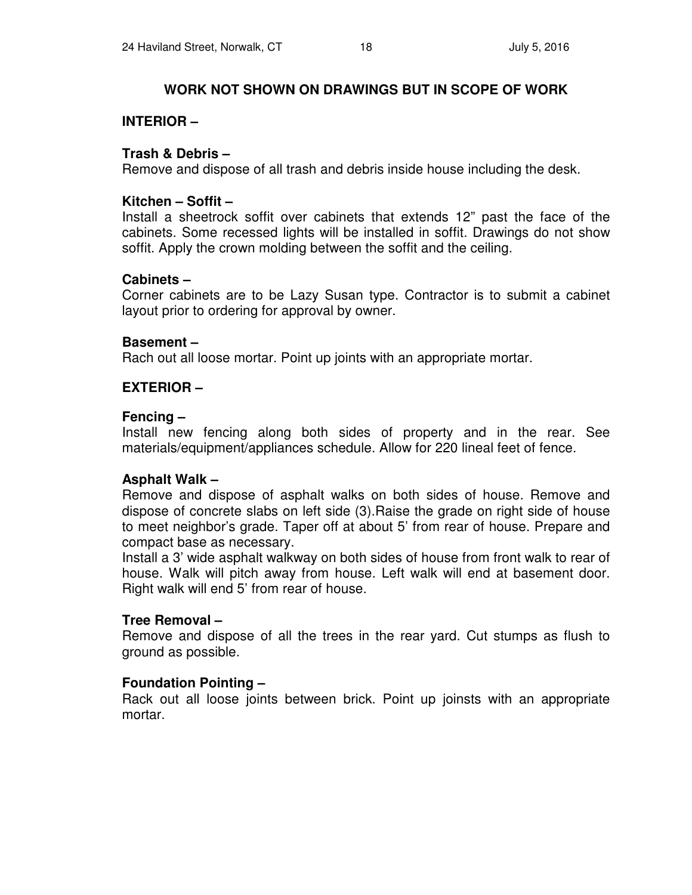## WORK NOT SHOWN ON DRAWINGS BUT IN SCOPE OF WORK

### INTERIOR –

**Trash & Debris –**
Remove and dispose of all trash and debris inside house including the desk.

**Kitchen – Soffit –**
Install a sheetrock soffit over cabinets that extends 12" past the face of the cabinets. Some recessed lights will be installed in soffit. Drawings do not show soffit. Apply the crown molding between the soffit and the ceiling.

**Cabinets –**
Corner cabinets are to be Lazy Susan type. Contractor is to submit a cabinet layout prior to ordering for approval by owner.

**Basement –**
Rach out all loose mortar. Point up joints with an appropriate mortar.

### EXTERIOR –

**Fencing –**
Install new fencing along both sides of property and in the rear. See materials/equipment/appliances schedule. Allow for 220 lineal feet of fence.

**Asphalt Walk –**
Remove and dispose of asphalt walks on both sides of house. Remove and dispose of concrete slabs on left side (3).Raise the grade on right side of house to meet neighbor's grade. Taper off at about 5' from rear of house. Prepare and compact base as necessary.
Install a 3' wide asphalt walkway on both sides of house from front walk to rear of house. Walk will pitch away from house. Left walk will end at basement door. Right walk will end 5' from rear of house.

**Tree Removal –**
Remove and dispose of all the trees in the rear yard. Cut stumps as flush to ground as possible.

**Foundation Pointing –**
Rack out all loose joints between brick. Point up joinsts with an appropriate mortar.